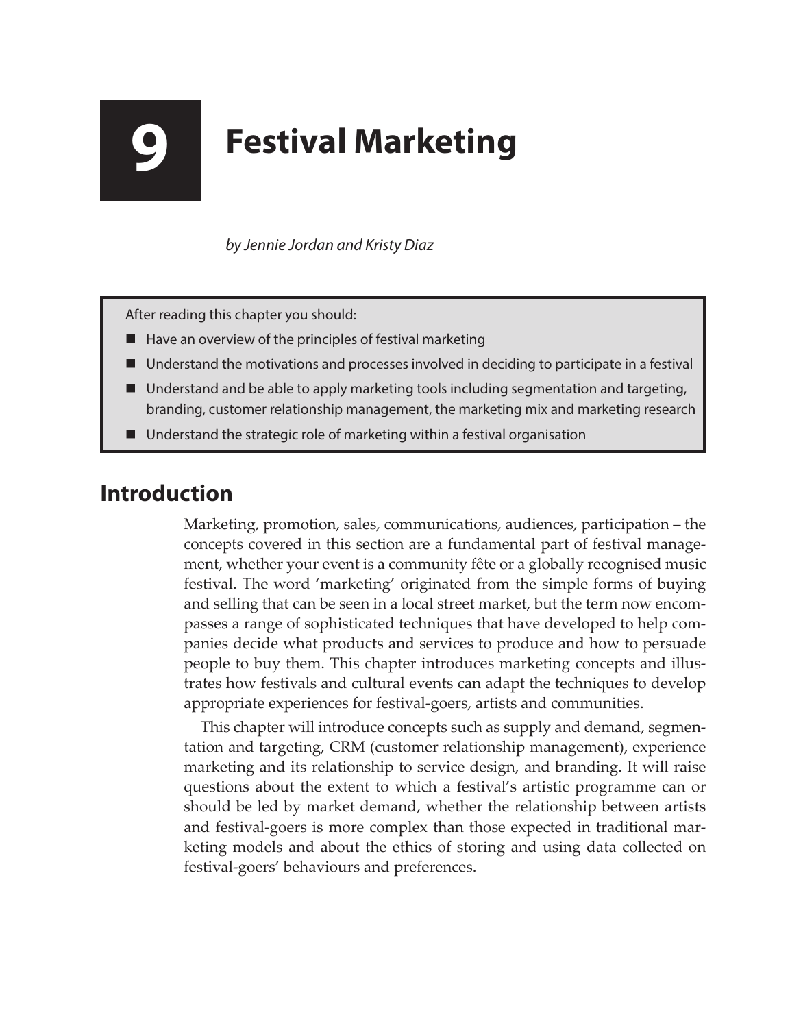# 9 Festival Marketing

*by Jennie Jordan and Kristy Diaz*

After reading this chapter you should:

- Have an overview of the principles of festival marketing
- Understand the motivations and processes involved in deciding to participate in a festival
- Understand and be able to apply marketing tools including segmentation and targeting, branding, customer relationship management, the marketing mix and marketing research
- Understand the strategic role of marketing within a festival organisation

## Introduction

Marketing, promotion, sales, communications, audiences, participation – the concepts covered in this section are a fundamental part of festival management, whether your event is a community fête or a globally recognised music festival. The word 'marketing' originated from the simple forms of buying and selling that can be seen in a local street market, but the term now encompasses a range of sophisticated techniques that have developed to help companies decide what products and services to produce and how to persuade people to buy them. This chapter introduces marketing concepts and illustrates how festivals and cultural events can adapt the techniques to develop appropriate experiences for festival-goers, artists and communities.

This chapter will introduce concepts such as supply and demand, segmentation and targeting, CRM (customer relationship management), experience marketing and its relationship to service design, and branding. It will raise questions about the extent to which a festival's artistic programme can or should be led by market demand, whether the relationship between artists and festival-goers is more complex than those expected in traditional marketing models and about the ethics of storing and using data collected on festival-goers' behaviours and preferences.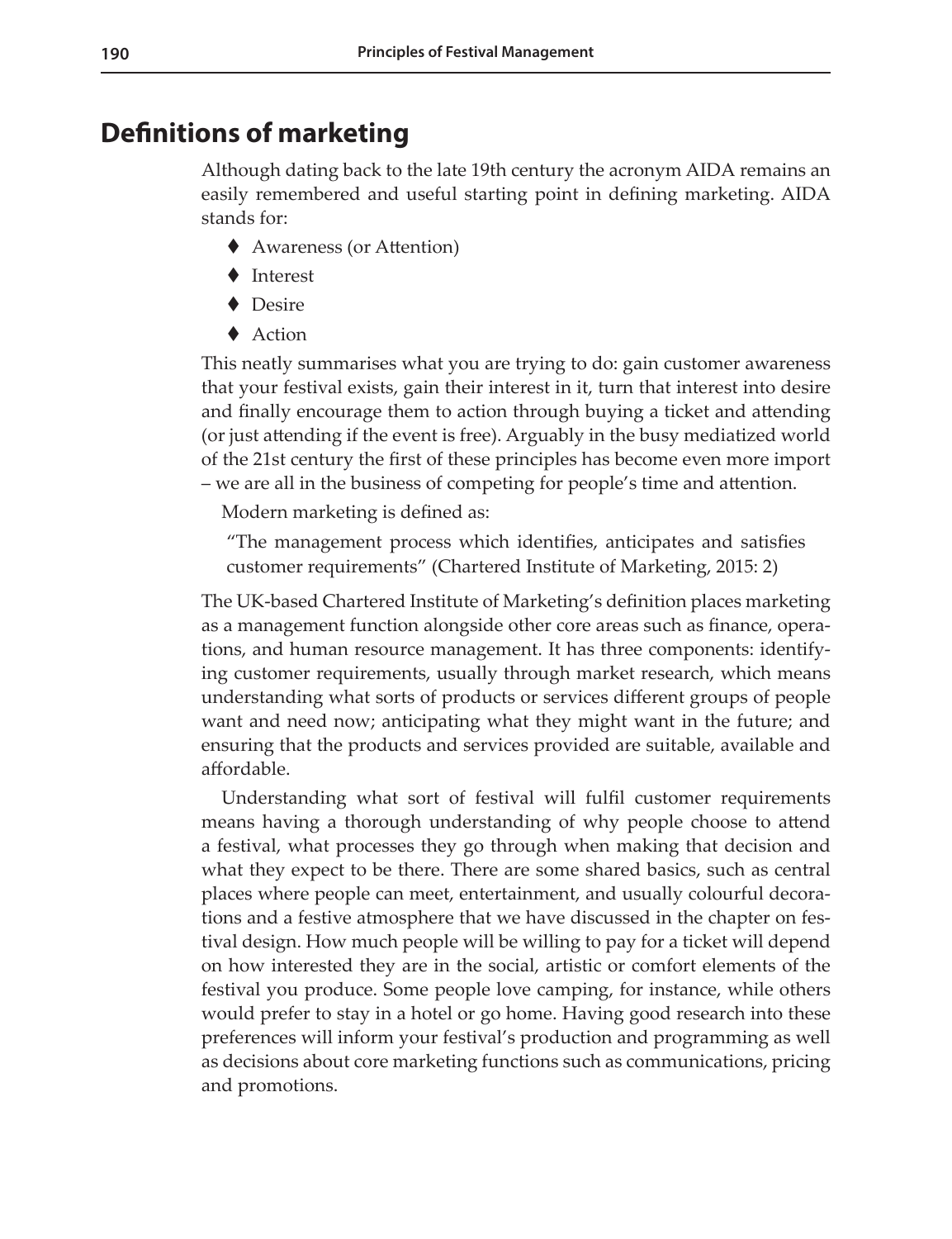## Definitions of marketing

Although dating back to the late 19th century the acronym AIDA remains an easily remembered and useful starting point in defining marketing. AIDA stands for:

- Awareness (or Attention)
- Interest
- Desire
- Action

This neatly summarises what you are trying to do: gain customer awareness that your festival exists, gain their interest in it, turn that interest into desire and finally encourage them to action through buying a ticket and attending (or just attending if the event is free). Arguably in the busy mediatized world of the 21st century the first of these principles has become even more import – we are all in the business of competing for people's time and attention.

Modern marketing is defined as:

> "The management process which identifies, anticipates and satisfies customer requirements" (Chartered Institute of Marketing, 2015: 2)

The UK-based Chartered Institute of Marketing's definition places marketing as a management function alongside other core areas such as finance, operations, and human resource management. It has three components: identifying customer requirements, usually through market research, which means understanding what sorts of products or services different groups of people want and need now; anticipating what they might want in the future; and ensuring that the products and services provided are suitable, available and affordable.

Understanding what sort of festival will fulfil customer requirements means having a thorough understanding of why people choose to attend a festival, what processes they go through when making that decision and what they expect to be there. There are some shared basics, such as central places where people can meet, entertainment, and usually colourful decorations and a festive atmosphere that we have discussed in the chapter on festival design. How much people will be willing to pay for a ticket will depend on how interested they are in the social, artistic or comfort elements of the festival you produce. Some people love camping, for instance, while others would prefer to stay in a hotel or go home. Having good research into these preferences will inform your festival's production and programming as well as decisions about core marketing functions such as communications, pricing and promotions.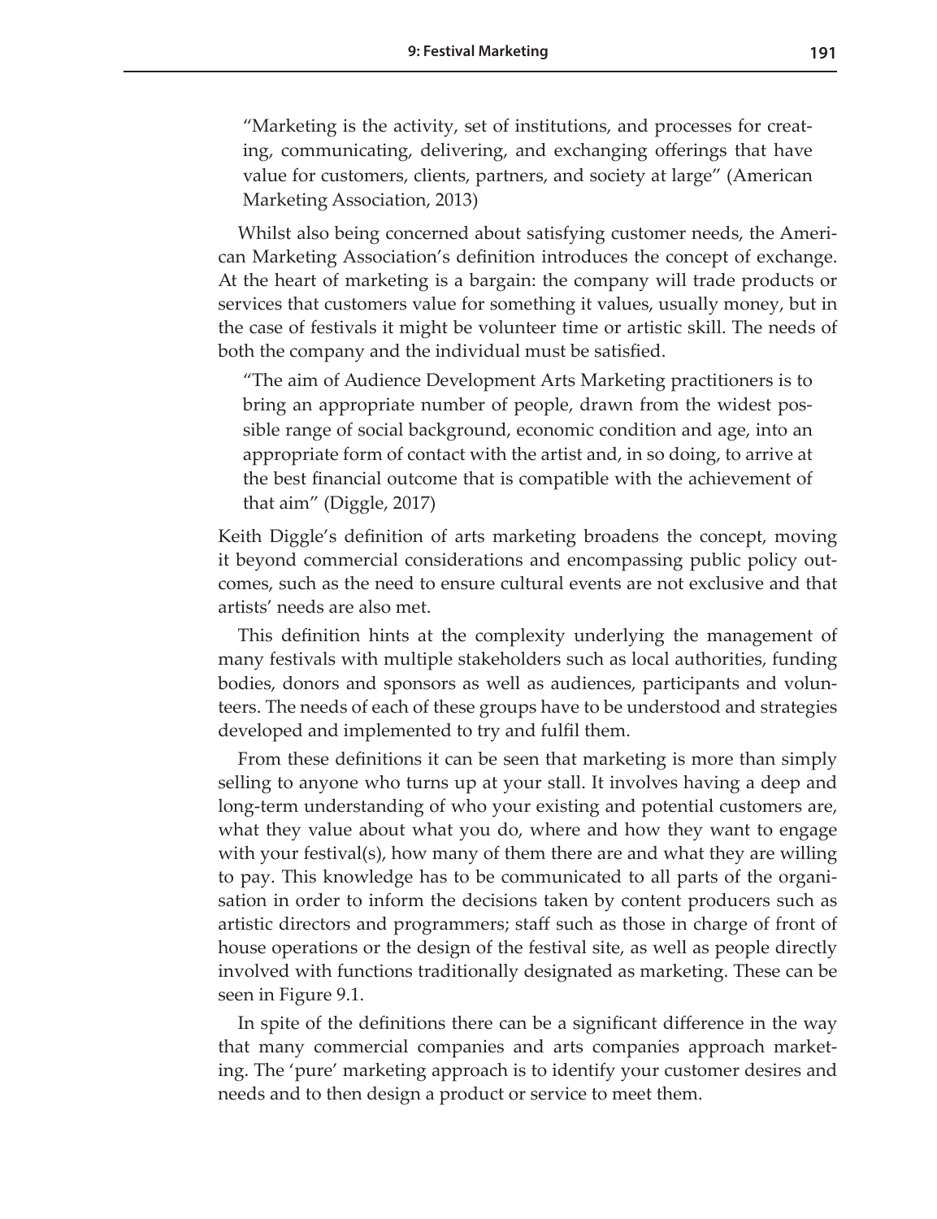> "Marketing is the activity, set of institutions, and processes for creating, communicating, delivering, and exchanging offerings that have value for customers, clients, partners, and society at large" (American Marketing Association, 2013)

Whilst also being concerned about satisfying customer needs, the American Marketing Association's definition introduces the concept of exchange. At the heart of marketing is a bargain: the company will trade products or services that customers value for something it values, usually money, but in the case of festivals it might be volunteer time or artistic skill. The needs of both the company and the individual must be satisfied.

> "The aim of Audience Development Arts Marketing practitioners is to bring an appropriate number of people, drawn from the widest possible range of social background, economic condition and age, into an appropriate form of contact with the artist and, in so doing, to arrive at the best financial outcome that is compatible with the achievement of that aim" (Diggle, 2017)

Keith Diggle's definition of arts marketing broadens the concept, moving it beyond commercial considerations and encompassing public policy outcomes, such as the need to ensure cultural events are not exclusive and that artists' needs are also met.

This definition hints at the complexity underlying the management of many festivals with multiple stakeholders such as local authorities, funding bodies, donors and sponsors as well as audiences, participants and volunteers. The needs of each of these groups have to be understood and strategies developed and implemented to try and fulfil them.

From these definitions it can be seen that marketing is more than simply selling to anyone who turns up at your stall. It involves having a deep and long-term understanding of who your existing and potential customers are, what they value about what you do, where and how they want to engage with your festival(s), how many of them there are and what they are willing to pay. This knowledge has to be communicated to all parts of the organisation in order to inform the decisions taken by content producers such as artistic directors and programmers; staff such as those in charge of front of house operations or the design of the festival site, as well as people directly involved with functions traditionally designated as marketing. These can be seen in Figure 9.1.

In spite of the definitions there can be a significant difference in the way that many commercial companies and arts companies approach marketing. The 'pure' marketing approach is to identify your customer desires and needs and to then design a product or service to meet them.